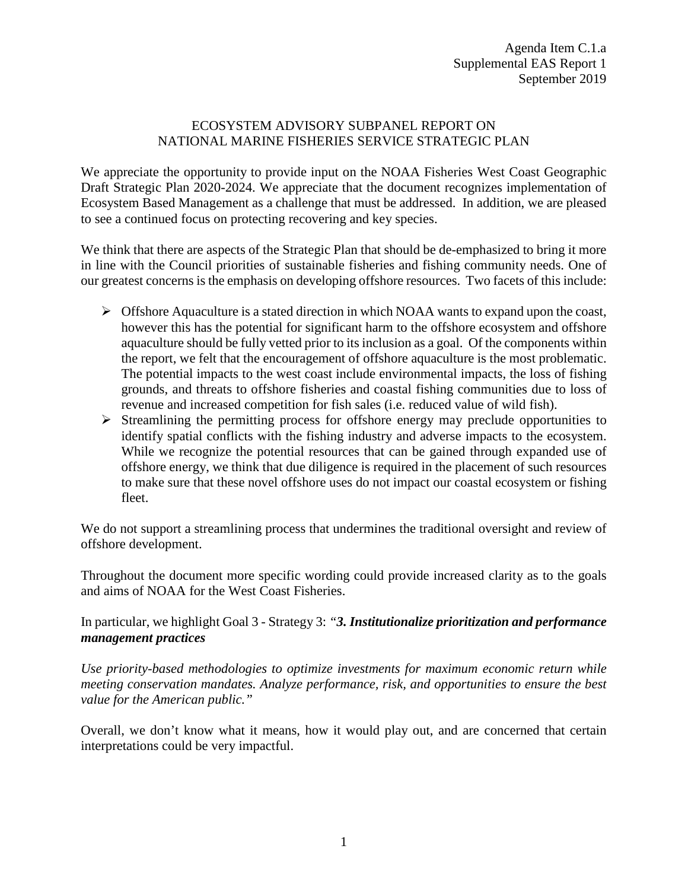Agenda Item C.1.a
Supplemental EAS Report 1
September 2019

# ECOSYSTEM ADVISORY SUBPANEL REPORT ON NATIONAL MARINE FISHERIES SERVICE STRATEGIC PLAN

We appreciate the opportunity to provide input on the NOAA Fisheries West Coast Geographic Draft Strategic Plan 2020-2024. We appreciate that the document recognizes implementation of Ecosystem Based Management as a challenge that must be addressed. In addition, we are pleased to see a continued focus on protecting recovering and key species.

We think that there are aspects of the Strategic Plan that should be de-emphasized to bring it more in line with the Council priorities of sustainable fisheries and fishing community needs. One of our greatest concerns is the emphasis on developing offshore resources. Two facets of this include:

- Offshore Aquaculture is a stated direction in which NOAA wants to expand upon the coast, however this has the potential for significant harm to the offshore ecosystem and offshore aquaculture should be fully vetted prior to its inclusion as a goal. Of the components within the report, we felt that the encouragement of offshore aquaculture is the most problematic. The potential impacts to the west coast include environmental impacts, the loss of fishing grounds, and threats to offshore fisheries and coastal fishing communities due to loss of revenue and increased competition for fish sales (i.e. reduced value of wild fish).
- Streamlining the permitting process for offshore energy may preclude opportunities to identify spatial conflicts with the fishing industry and adverse impacts to the ecosystem. While we recognize the potential resources that can be gained through expanded use of offshore energy, we think that due diligence is required in the placement of such resources to make sure that these novel offshore uses do not impact our coastal ecosystem or fishing fleet.

We do not support a streamlining process that undermines the traditional oversight and review of offshore development.

Throughout the document more specific wording could provide increased clarity as to the goals and aims of NOAA for the West Coast Fisheries.

In particular, we highlight Goal 3 - Strategy 3: *"**3. Institutionalize prioritization and performance management practices***

*Use priority-based methodologies to optimize investments for maximum economic return while meeting conservation mandates. Analyze performance, risk, and opportunities to ensure the best value for the American public."*

Overall, we don't know what it means, how it would play out, and are concerned that certain interpretations could be very impactful.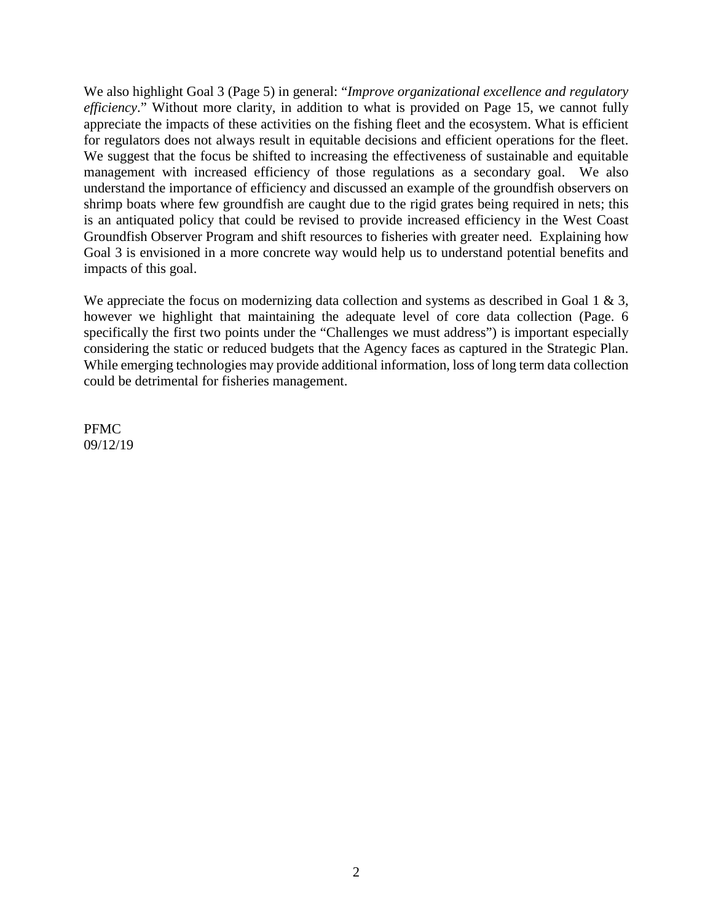We also highlight Goal 3 (Page 5) in general: "*Improve organizational excellence and regulatory efficiency*." Without more clarity, in addition to what is provided on Page 15, we cannot fully appreciate the impacts of these activities on the fishing fleet and the ecosystem. What is efficient for regulators does not always result in equitable decisions and efficient operations for the fleet. We suggest that the focus be shifted to increasing the effectiveness of sustainable and equitable management with increased efficiency of those regulations as a secondary goal. We also understand the importance of efficiency and discussed an example of the groundfish observers on shrimp boats where few groundfish are caught due to the rigid grates being required in nets; this is an antiquated policy that could be revised to provide increased efficiency in the West Coast Groundfish Observer Program and shift resources to fisheries with greater need. Explaining how Goal 3 is envisioned in a more concrete way would help us to understand potential benefits and impacts of this goal.

We appreciate the focus on modernizing data collection and systems as described in Goal 1 & 3, however we highlight that maintaining the adequate level of core data collection (Page. 6 specifically the first two points under the "Challenges we must address") is important especially considering the static or reduced budgets that the Agency faces as captured in the Strategic Plan. While emerging technologies may provide additional information, loss of long term data collection could be detrimental for fisheries management.

PFMC
09/12/19